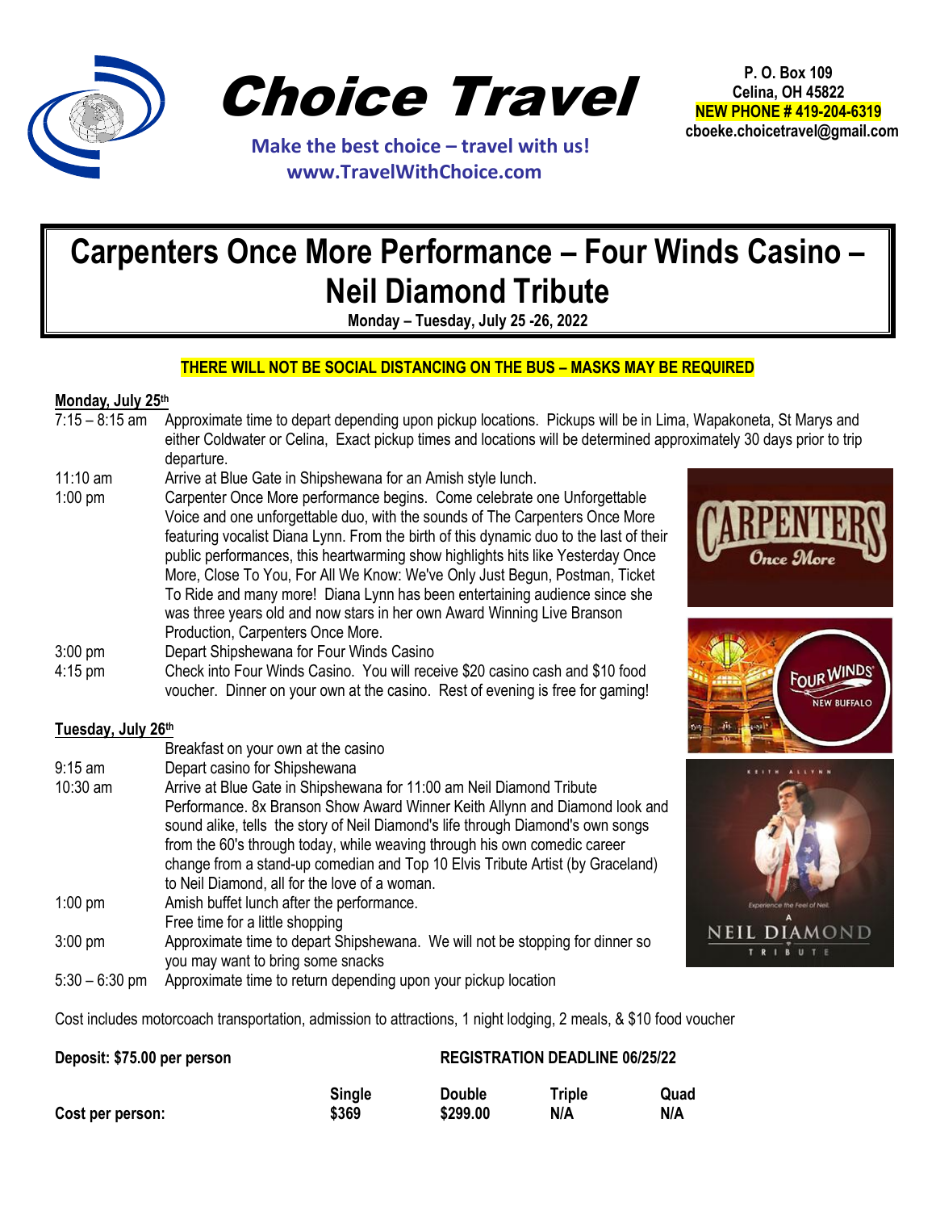# Choice Travel

**Make the best choice – travel with us!**
**www.TravelWithChoice.com**

**P. O. Box 109**
**Celina, OH 45822**
**NEW PHONE # 419-204-6319**
**cboeke.choicetravel@gmail.com**

# Carpenters Once More Performance – Four Winds Casino – Neil Diamond Tribute

**Monday – Tuesday, July 25 -26, 2022**

**THERE WILL NOT BE SOCIAL DISTANCING ON THE BUS – MASKS MAY BE REQUIRED**

**Monday, July 25th**

| | |
|---|---|
| 7:15 – 8:15 am | Approximate time to depart depending upon pickup locations. Pickups will be in Lima, Wapakoneta, St Marys and either Coldwater or Celina, Exact pickup times and locations will be determined approximately 30 days prior to trip departure. |
| 11:10 am | Arrive at Blue Gate in Shipshewana for an Amish style lunch. |
| 1:00 pm | Carpenter Once More performance begins. Come celebrate one Unforgettable Voice and one unforgettable duo, with the sounds of The Carpenters Once More featuring vocalist Diana Lynn. From the birth of this dynamic duo to the last of their public performances, this heartwarming show highlights hits like Yesterday Once More, Close To You, For All We Know: We've Only Just Begun, Postman, Ticket To Ride and many more! Diana Lynn has been entertaining audience since she was three years old and now stars in her own Award Winning Live Branson Production, Carpenters Once More. |
| 3:00 pm | Depart Shipshewana for Four Winds Casino |
| 4:15 pm | Check into Four Winds Casino. You will receive $20 casino cash and $10 food voucher. Dinner on your own at the casino. Rest of evening is free for gaming! |

**Tuesday, July 26th**

| | |
|---|---|
| | Breakfast on your own at the casino |
| 9:15 am | Depart casino for Shipshewana |
| 10:30 am | Arrive at Blue Gate in Shipshewana for 11:00 am Neil Diamond Tribute Performance. 8x Branson Show Award Winner Keith Allynn and Diamond look and sound alike, tells the story of Neil Diamond's life through Diamond's own songs from the 60's through today, while weaving through his own comedic career change from a stand-up comedian and Top 10 Elvis Tribute Artist (by Graceland) to Neil Diamond, all for the love of a woman. |
| 1:00 pm | Amish buffet lunch after the performance. Free time for a little shopping |
| 3:00 pm | Approximate time to depart Shipshewana. We will not be stopping for dinner so you may want to bring some snacks |
| 5:30 – 6:30 pm | Approximate time to return depending upon your pickup location |

Cost includes motorcoach transportation, admission to attractions, 1 night lodging, 2 meals, & $10 food voucher

**Deposit: $75.00 per person** **REGISTRATION DEADLINE 06/25/22**

| | Single | Double | Triple | Quad |
|---|---|---|---|---|
| **Cost per person:** | $369 | $299.00 | N/A | N/A |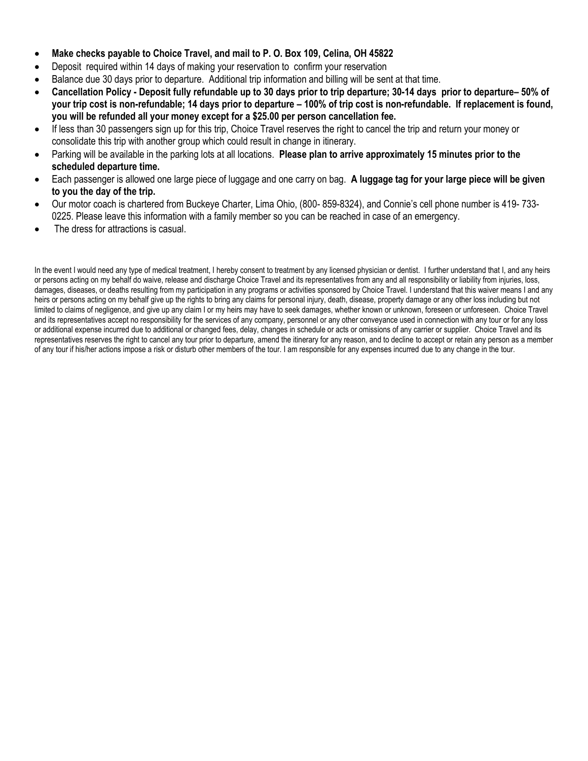- **Make checks payable to Choice Travel, and mail to P. O. Box 109, Celina, OH 45822**
- Deposit required within 14 days of making your reservation to confirm your reservation
- Balance due 30 days prior to departure. Additional trip information and billing will be sent at that time.
- **Cancellation Policy - Deposit fully refundable up to 30 days prior to trip departure; 30-14 days prior to departure– 50% of your trip cost is non-refundable; 14 days prior to departure – 100% of trip cost is non-refundable. If replacement is found, you will be refunded all your money except for a $25.00 per person cancellation fee.**
- If less than 30 passengers sign up for this trip, Choice Travel reserves the right to cancel the trip and return your money or consolidate this trip with another group which could result in change in itinerary.
- Parking will be available in the parking lots at all locations. **Please plan to arrive approximately 15 minutes prior to the scheduled departure time.**
- Each passenger is allowed one large piece of luggage and one carry on bag. **A luggage tag for your large piece will be given to you the day of the trip.**
- Our motor coach is chartered from Buckeye Charter, Lima Ohio, (800- 859-8324), and Connie's cell phone number is 419- 733-0225. Please leave this information with a family member so you can be reached in case of an emergency.
- The dress for attractions is casual.

In the event I would need any type of medical treatment, I hereby consent to treatment by any licensed physician or dentist. I further understand that I, and any heirs or persons acting on my behalf do waive, release and discharge Choice Travel and its representatives from any and all responsibility or liability from injuries, loss, damages, diseases, or deaths resulting from my participation in any programs or activities sponsored by Choice Travel. I understand that this waiver means I and any heirs or persons acting on my behalf give up the rights to bring any claims for personal injury, death, disease, property damage or any other loss including but not limited to claims of negligence, and give up any claim I or my heirs may have to seek damages, whether known or unknown, foreseen or unforeseen. Choice Travel and its representatives accept no responsibility for the services of any company, personnel or any other conveyance used in connection with any tour or for any loss or additional expense incurred due to additional or changed fees, delay, changes in schedule or acts or omissions of any carrier or supplier. Choice Travel and its representatives reserves the right to cancel any tour prior to departure, amend the itinerary for any reason, and to decline to accept or retain any person as a member of any tour if his/her actions impose a risk or disturb other members of the tour. I am responsible for any expenses incurred due to any change in the tour.